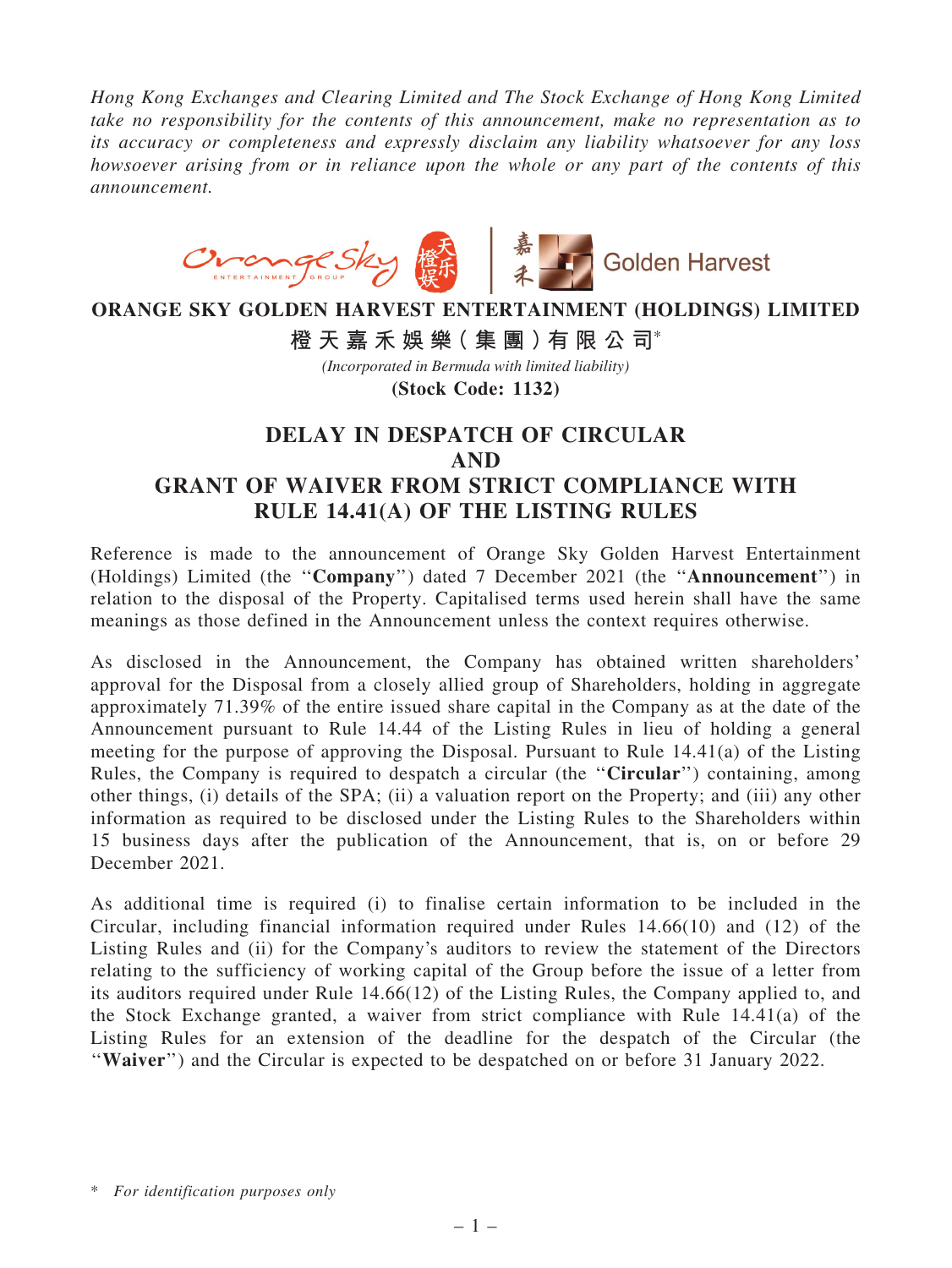*Hong Kong Exchanges and Clearing Limited and The Stock Exchange of Hong Kong Limited take no responsibility for the contents of this announcement, make no representation as to its accuracy or completeness and expressly disclaim any liability whatsoever for any loss howsoever arising from or in reliance upon the whole or any part of the contents of this announcement.*

**ORANGE SKY GOLDEN HARVEST ENTERTAINMENT (HOLDINGS) LIMITED**

**橙天嘉禾娛樂(集團)有限公司***

*(Incorporated in Bermuda with limited liability)*

**(Stock Code: 1132)**

# DELAY IN DESPATCH OF CIRCULAR AND GRANT OF WAIVER FROM STRICT COMPLIANCE WITH RULE 14.41(A) OF THE LISTING RULES

Reference is made to the announcement of Orange Sky Golden Harvest Entertainment (Holdings) Limited (the "**Company**") dated 7 December 2021 (the "**Announcement**") in relation to the disposal of the Property. Capitalised terms used herein shall have the same meanings as those defined in the Announcement unless the context requires otherwise.

As disclosed in the Announcement, the Company has obtained written shareholders' approval for the Disposal from a closely allied group of Shareholders, holding in aggregate approximately 71.39% of the entire issued share capital in the Company as at the date of the Announcement pursuant to Rule 14.44 of the Listing Rules in lieu of holding a general meeting for the purpose of approving the Disposal. Pursuant to Rule 14.41(a) of the Listing Rules, the Company is required to despatch a circular (the "**Circular**") containing, among other things, (i) details of the SPA; (ii) a valuation report on the Property; and (iii) any other information as required to be disclosed under the Listing Rules to the Shareholders within 15 business days after the publication of the Announcement, that is, on or before 29 December 2021.

As additional time is required (i) to finalise certain information to be included in the Circular, including financial information required under Rules 14.66(10) and (12) of the Listing Rules and (ii) for the Company's auditors to review the statement of the Directors relating to the sufficiency of working capital of the Group before the issue of a letter from its auditors required under Rule 14.66(12) of the Listing Rules, the Company applied to, and the Stock Exchange granted, a waiver from strict compliance with Rule 14.41(a) of the Listing Rules for an extension of the deadline for the despatch of the Circular (the "**Waiver**") and the Circular is expected to be despatched on or before 31 January 2022.

\* *For identification purposes only*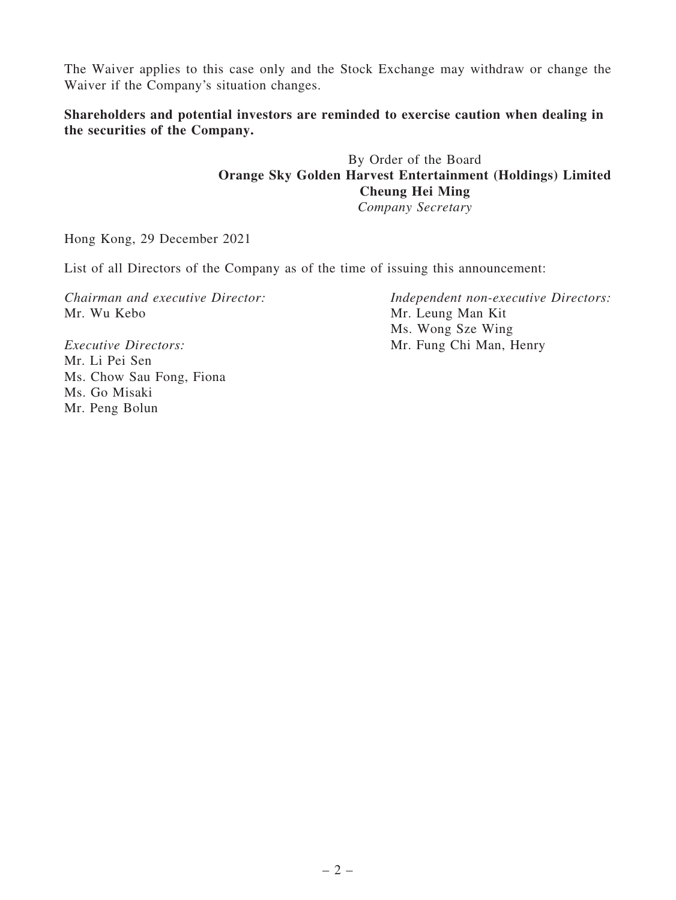The Waiver applies to this case only and the Stock Exchange may withdraw or change the Waiver if the Company's situation changes.

**Shareholders and potential investors are reminded to exercise caution when dealing in the securities of the Company.**

By Order of the Board
**Orange Sky Golden Harvest Entertainment (Holdings) Limited**
**Cheung Hei Ming**
*Company Secretary*

Hong Kong, 29 December 2021

List of all Directors of the Company as of the time of issuing this announcement:

*Chairman and executive Director:*
Mr. Wu Kebo

*Executive Directors:*
Mr. Li Pei Sen
Ms. Chow Sau Fong, Fiona
Ms. Go Misaki
Mr. Peng Bolun

*Independent non-executive Directors:*
Mr. Leung Man Kit
Ms. Wong Sze Wing
Mr. Fung Chi Man, Henry